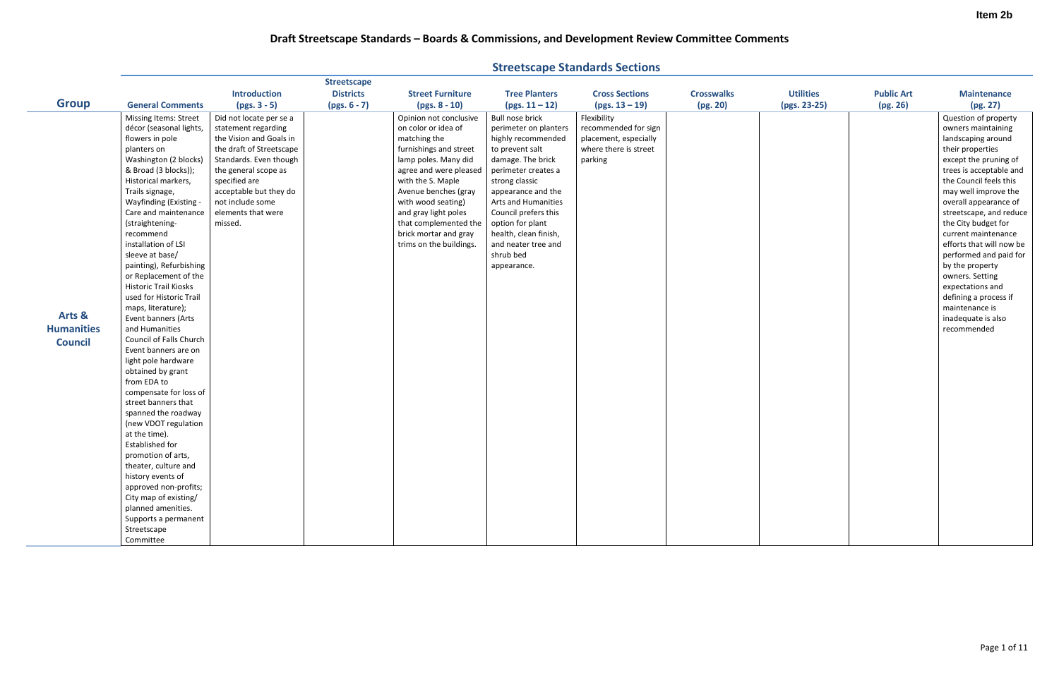Item 2b

# Draft Streetscape Standards – Boards & Commissions, and Development Review Committee Comments

## Streetscape Standards Sections

| Group | General Comments | Introduction (pgs. 3 - 5) | Streetscape Districts (pgs. 6 - 7) | Street Furniture (pgs. 8 - 10) | Tree Planters (pgs. 11 – 12) | Cross Sections (pgs. 13 – 19) | Crosswalks (pg. 20) | Utilities (pgs. 23-25) | Public Art (pg. 26) | Maintenance (pg. 27) |
|---|---|---|---|---|---|---|---|---|---|---|
| **Arts & Humanities Council** | Missing Items: Street décor (seasonal lights, flowers in pole planters on Washington (2 blocks) & Broad (3 blocks)); Historical markers, Trails signage, Wayfinding (Existing - Care and maintenance (straightening- recommend installation of LSI sleeve at base/ painting), Refurbishing or Replacement of the Historic Trail Kiosks used for Historic Trail maps, literature); Event banners (Arts and Humanities Council of Falls Church Event banners are on light pole hardware obtained by grant from EDA to compensate for loss of street banners that spanned the roadway (new VDOT regulation at the time). Established for promotion of arts, theater, culture and history events of approved non-profits; City map of existing/ planned amenities. Supports a permanent Streetscape Committee | Did not locate per se a statement regarding the Vision and Goals in the draft of Streetscape Standards. Even though the general scope as specified are acceptable but they do not include some elements that were missed. | | Opinion not conclusive on color or idea of matching the furnishings and street lamp poles. Many did agree and were pleased with the S. Maple Avenue benches (gray with wood seating) and gray light poles that complemented the brick mortar and gray trims on the buildings. | Bull nose brick perimeter on planters highly recommended to prevent salt damage. The brick perimeter creates a strong classic appearance and the Arts and Humanities Council prefers this option for plant health, clean finish, and neater tree and shrub bed appearance. | Flexibility recommended for sign placement, especially where there is street parking | | | | Question of property owners maintaining landscaping around their properties except the pruning of trees is acceptable and the Council feels this may well improve the overall appearance of streetscape, and reduce the City budget for current maintenance efforts that will now be performed and paid for by the property owners. Setting expectations and defining a process if maintenance is inadequate is also recommended |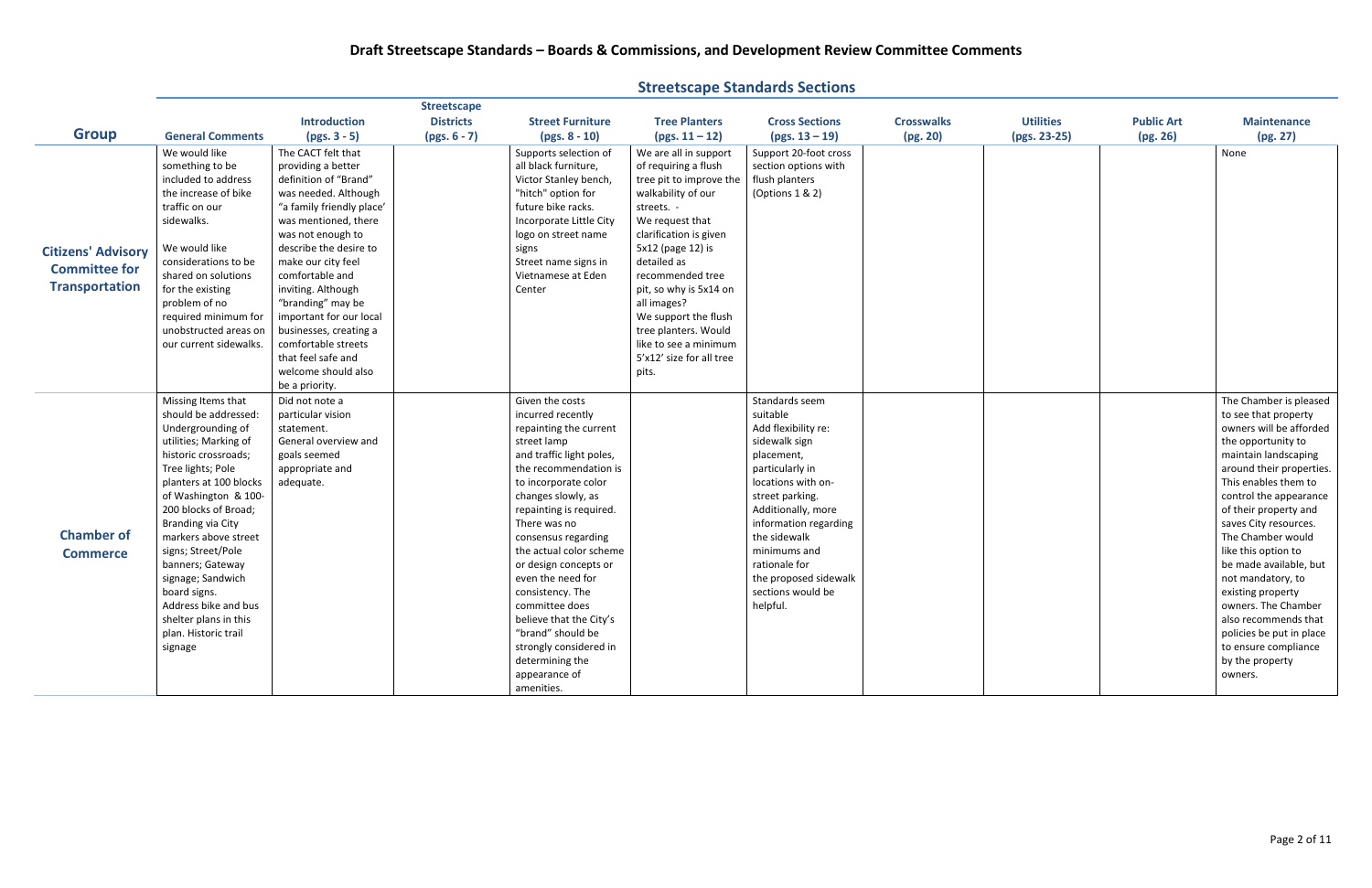# Draft Streetscape Standards – Boards & Commissions, and Development Review Committee Comments

## Streetscape Standards Sections

| Group | General Comments | Introduction (pgs. 3 - 5) | Streetscape Districts (pgs. 6 - 7) | Street Furniture (pgs. 8 - 10) | Tree Planters (pgs. 11 – 12) | Cross Sections (pgs. 13 – 19) | Crosswalks (pg. 20) | Utilities (pgs. 23-25) | Public Art (pg. 26) | Maintenance (pg. 27) |
|---|---|---|---|---|---|---|---|---|---|---|
| **Citizens' Advisory Committee for Transportation** | We would like something to be included to address the increase of bike traffic on our sidewalks.<br><br>We would like considerations to be shared on solutions for the existing problem of no required minimum for unobstructed areas on our current sidewalks. | The CACT felt that providing a better definition of "Brand" was needed. Although "a family friendly place' was mentioned, there was not enough to describe the desire to make our city feel comfortable and inviting. Although "branding" may be important for our local businesses, creating a comfortable streets that feel safe and welcome should also be a priority. | | Supports selection of all black furniture, Victor Stanley bench, "hitch" option for future bike racks. Incorporate Little City logo on street name signs Street name signs in Vietnamese at Eden Center | We are all in support of requiring a flush tree pit to improve the walkability of our streets. - We request that clarification is given 5x12 (page 12) is detailed as recommended tree pit, so why is 5x14 on all images? We support the flush tree planters. Would like to see a minimum 5'x12' size for all tree pits. | Support 20-foot cross section options with flush planters (Options 1 & 2) | | | | None |
| **Chamber of Commerce** | Missing Items that should be addressed: Undergrounding of utilities; Marking of historic crossroads; Tree lights; Pole planters at 100 blocks of Washington & 100-200 blocks of Broad; Branding via City markers above street signs; Street/Pole banners; Gateway signage; Sandwich board signs. Address bike and bus shelter plans in this plan. Historic trail signage | Did not note a particular vision statement. General overview and goals seemed appropriate and adequate. | | Given the costs incurred recently repainting the current street lamp and traffic light poles, the recommendation is to incorporate color changes slowly, as repainting is required. There was no consensus regarding the actual color scheme or design concepts or even the need for consistency. The committee does believe that the City's "brand" should be strongly considered in determining the appearance of amenities. | | Standards seem suitable Add flexibility re: sidewalk sign placement, particularly in locations with on-street parking. Additionally, more information regarding the sidewalk minimums and rationale for the proposed sidewalk sections would be helpful. | | | | The Chamber is pleased to see that property owners will be afforded the opportunity to maintain landscaping around their properties. This enables them to control the appearance of their property and saves City resources. The Chamber would like this option to be made available, but not mandatory, to existing property owners. The Chamber also recommends that policies be put in place to ensure compliance by the property owners. |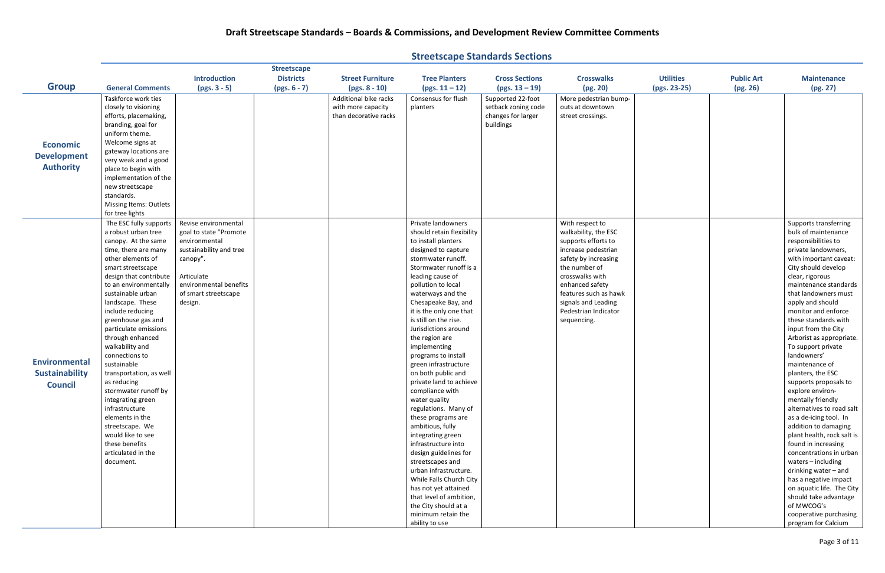# Draft Streetscape Standards – Boards & Commissions, and Development Review Committee Comments

## Streetscape Standards Sections

| Group | General Comments | Introduction (pgs. 3 - 5) | Streetscape Districts (pgs. 6 - 7) | Street Furniture (pgs. 8 - 10) | Tree Planters (pgs. 11 – 12) | Cross Sections (pgs. 13 – 19) | Crosswalks (pg. 20) | Utilities (pgs. 23-25) | Public Art (pg. 26) | Maintenance (pg. 27) |
|---|---|---|---|---|---|---|---|---|---|---|
| **Economic Development Authority** | Taskforce work ties closely to visioning efforts, placemaking, branding, goal for uniform theme. Welcome signs at gateway locations are very weak and a good place to begin with implementation of the new streetscape standards. Missing Items: Outlets for tree lights | | | Additional bike racks with more capacity than decorative racks | Consensus for flush planters | Supported 22-foot setback zoning code changes for larger buildings | More pedestrian bump-outs at downtown street crossings. | | | |
| **Environmental Sustainability Council** | The ESC fully supports a robust urban tree canopy. At the same time, there are many other elements of smart streetscape design that contribute to an environmentally sustainable urban landscape. These include reducing greenhouse gas and particulate emissions through enhanced walkability and connections to sustainable transportation, as well as reducing stormwater runoff by integrating green infrastructure elements in the streetscape. We would like to see these benefits articulated in the document. | Revise environmental goal to state "Promote environmental sustainability and tree canopy". Articulate environmental benefits of smart streetscape design. | | | Private landowners should retain flexibility to install planters designed to capture stormwater runoff. Stormwater runoff is a leading cause of pollution to local waterways and the Chesapeake Bay, and it is the only one that is still on the rise. Jurisdictions around the region are implementing programs to install green infrastructure on both public and private land to achieve compliance with water quality regulations. Many of these programs are ambitious, fully integrating green infrastructure into design guidelines for streetscapes and urban infrastructure. While Falls Church City has not yet attained that level of ambition, the City should at a minimum retain the ability to use | | With respect to walkability, the ESC supports efforts to increase pedestrian safety by increasing the number of crosswalks with enhanced safety features such as hawk signals and Leading Pedestrian Indicator sequencing. | | | Supports transferring bulk of maintenance responsibilities to private landowners, with important caveat: City should develop clear, rigorous maintenance standards that landowners must apply and should monitor and enforce these standards with input from the City Arborist as appropriate. To support private landowners' maintenance of planters, the ESC supports proposals to explore environ-mentally friendly alternatives to road salt as a de-icing tool. In addition to damaging plant health, rock salt is found in increasing concentrations in urban waters – including drinking water – and has a negative impact on aquatic life. The City should take advantage of MWCOG's cooperative purchasing program for Calcium |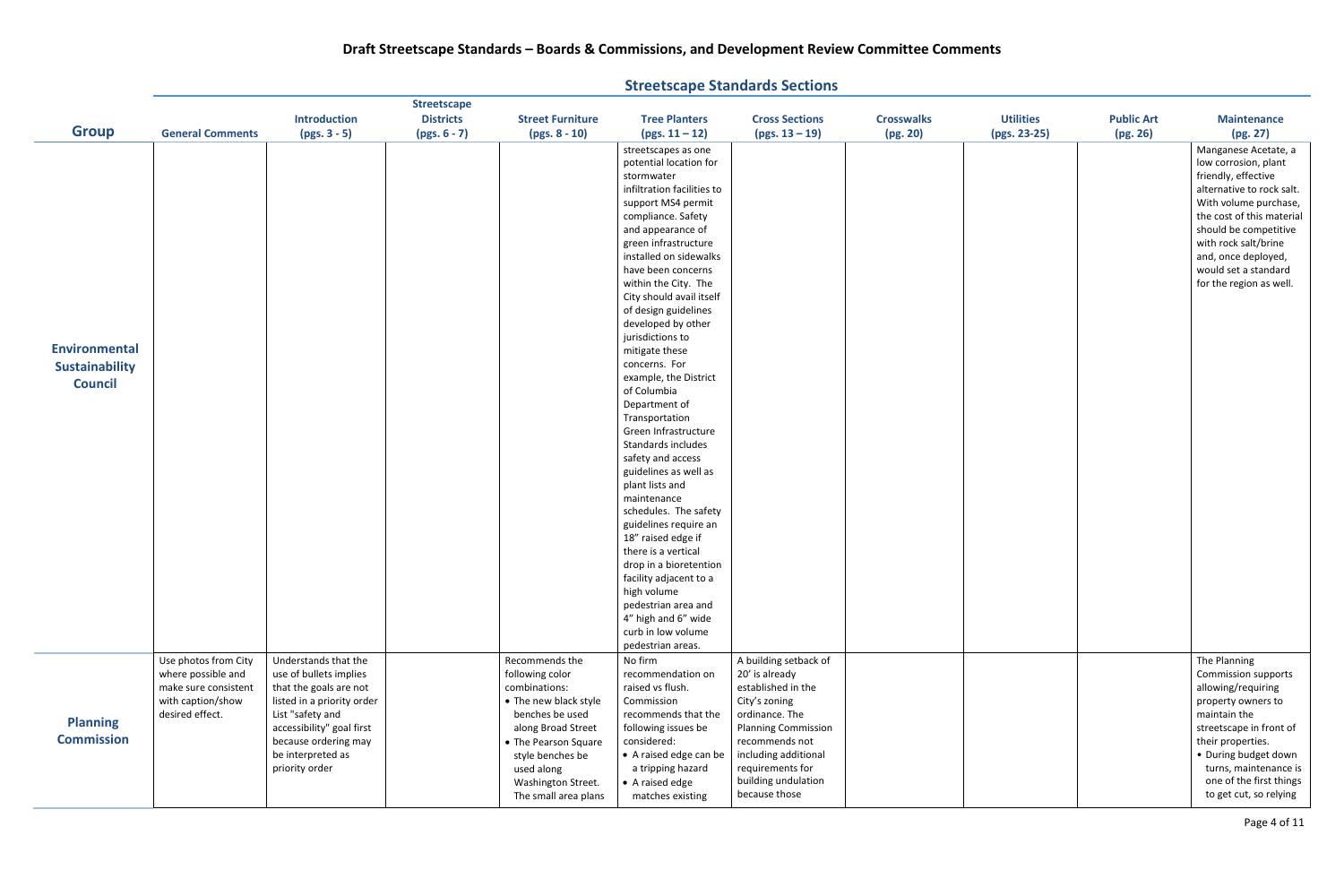## Draft Streetscape Standards – Boards & Commissions, and Development Review Committee Comments

### Streetscape Standards Sections

| Group | General Comments | Introduction (pgs. 3 - 5) | Streetscape Districts (pgs. 6 - 7) | Street Furniture (pgs. 8 - 10) | Tree Planters (pgs. 11 – 12) | Cross Sections (pgs. 13 – 19) | Crosswalks (pg. 20) | Utilities (pgs. 23-25) | Public Art (pg. 26) | Maintenance (pg. 27) |
|---|---|---|---|---|---|---|---|---|---|---|
| **Environmental Sustainability Council** | | | | | streetscapes as one potential location for stormwater infiltration facilities to support MS4 permit compliance. Safety and appearance of green infrastructure installed on sidewalks have been concerns within the City. The City should avail itself of design guidelines developed by other jurisdictions to mitigate these concerns. For example, the District of Columbia Department of Transportation Green Infrastructure Standards includes safety and access guidelines as well as plant lists and maintenance schedules. The safety guidelines require an 18" raised edge if there is a vertical drop in a bioretention facility adjacent to a high volume pedestrian area and 4" high and 6" wide curb in low volume pedestrian areas. | | | | | Manganese Acetate, a low corrosion, plant friendly, effective alternative to rock salt. With volume purchase, the cost of this material should be competitive with rock salt/brine and, once deployed, would set a standard for the region as well. |
| **Planning Commission** | Use photos from City where possible and make sure consistent with caption/show desired effect. | Understands that the use of bullets implies that the goals are not listed in a priority order List "safety and accessibility" goal first because ordering may be interpreted as priority order | | Recommends the following color combinations:<br>• The new black style benches be used along Broad Street<br>• The Pearson Square style benches be used along Washington Street. The small area plans | No firm recommendation on raised vs flush. Commission recommends that the following issues be considered:<br>• A raised edge can be a tripping hazard<br>• A raised edge matches existing | A building setback of 20' is already established in the City's zoning ordinance. The Planning Commission recommends not including additional requirements for building undulation because those | | | | The Planning Commission supports allowing/requiring property owners to maintain the streetscape in front of their properties.<br>• During budget down turns, maintenance is one of the first things to get cut, so relying |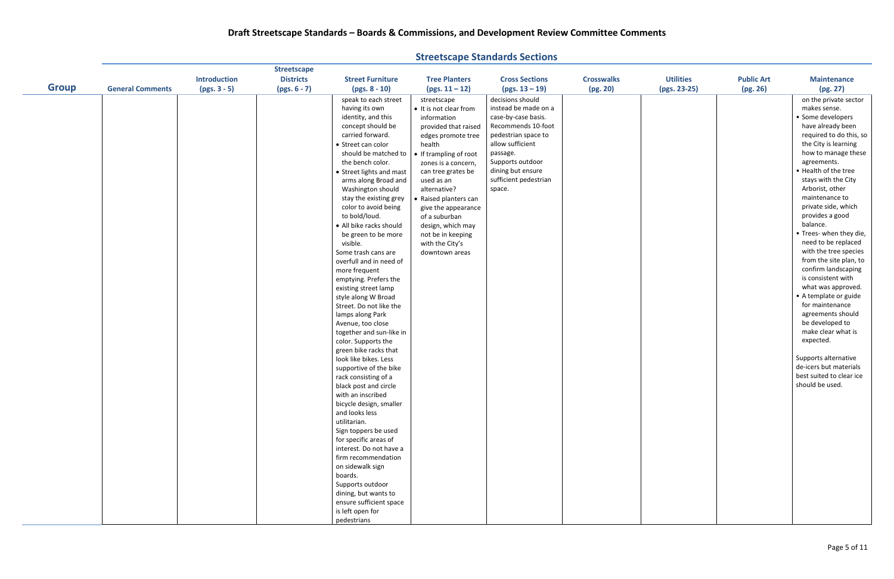# Draft Streetscape Standards – Boards & Commissions, and Development Review Committee Comments

## Streetscape Standards Sections

| Group | General Comments | Introduction (pgs. 3 - 5) | Streetscape Districts (pgs. 6 - 7) | Street Furniture (pgs. 8 - 10) | Tree Planters (pgs. 11 – 12) | Cross Sections (pgs. 13 – 19) | Crosswalks (pg. 20) | Utilities (pgs. 23-25) | Public Art (pg. 26) | Maintenance (pg. 27) |
|---|---|---|---|---|---|---|---|---|---|---|
| | | | | speak to each street having its own identity, and this concept should be carried forward.<br>• Street can color should be matched to the bench color.<br>• Street lights and mast arms along Broad and Washington should stay the existing grey color to avoid being to bold/loud.<br>• All bike racks should be green to be more visible.<br>Some trash cans are overfull and in need of more frequent emptying. Prefers the existing street lamp style along W Broad Street. Do not like the lamps along Park Avenue, too close together and sun-like in color. Supports the green bike racks that look like bikes. Less supportive of the bike rack consisting of a black post and circle with an inscribed bicycle design, smaller and looks less utilitarian.<br>Sign toppers be used for specific areas of interest. Do not have a firm recommendation on sidewalk sign boards.<br>Supports outdoor dining, but wants to ensure sufficient space is left open for pedestrians | streetscape<br>• It is not clear from information provided that raised edges promote tree health<br>• If trampling of root zones is a concern, can tree grates be used as an alternative?<br>• Raised planters can give the appearance of a suburban design, which may not be in keeping with the City's downtown areas | decisions should instead be made on a case-by-case basis. Recommends 10-foot pedestrian space to allow sufficient passage.<br>Supports outdoor dining but ensure sufficient pedestrian space. | | | | on the private sector makes sense.<br>• Some developers have already been required to do this, so the City is learning how to manage these agreements.<br>• Health of the tree stays with the City Arborist, other maintenance to private side, which provides a good balance.<br>• Trees- when they die, need to be replaced with the tree species from the site plan, to confirm landscaping is consistent with what was approved.<br>• A template or guide for maintenance agreements should be developed to make clear what is expected.<br><br>Supports alternative de-icers but materials best suited to clear ice should be used. |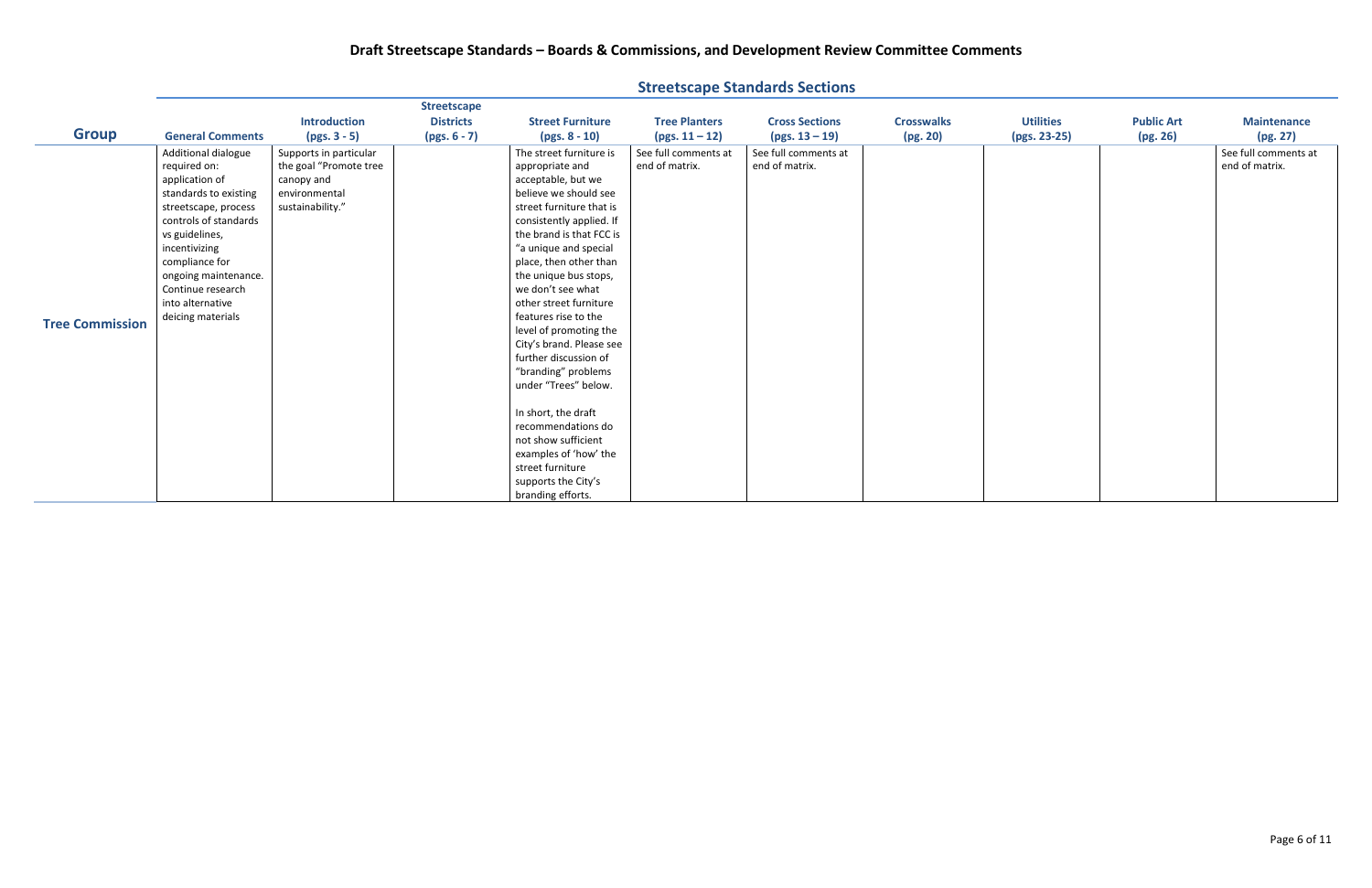# Draft Streetscape Standards – Boards & Commissions, and Development Review Committee Comments

| | | | | | | Streetscape Standards Sections | | | | |
|---|---|---|---|---|---|---|---|---|---|---|
| **Group** | **General Comments** | **Introduction (pgs. 3 - 5)** | **Streetscape Districts (pgs. 6 - 7)** | **Street Furniture (pgs. 8 - 10)** | **Tree Planters (pgs. 11 – 12)** | **Cross Sections (pgs. 13 – 19)** | **Crosswalks (pg. 20)** | **Utilities (pgs. 23-25)** | **Public Art (pg. 26)** | **Maintenance (pg. 27)** |
| **Tree Commission** | Additional dialogue required on: application of standards to existing streetscape, process controls of standards vs guidelines, incentivizing compliance for ongoing maintenance. Continue research into alternative deicing materials | Supports in particular the goal "Promote tree canopy and environmental sustainability." | | The street furniture is appropriate and acceptable, but we believe we should see street furniture that is consistently applied. If the brand is that FCC is "a unique and special place, then other than the unique bus stops, we don't see what other street furniture features rise to the level of promoting the City's brand. Please see further discussion of "branding" problems under "Trees" below.<br><br>In short, the draft recommendations do not show sufficient examples of 'how' the street furniture supports the City's branding efforts. | See full comments at end of matrix. | See full comments at end of matrix. | | | | See full comments at end of matrix. |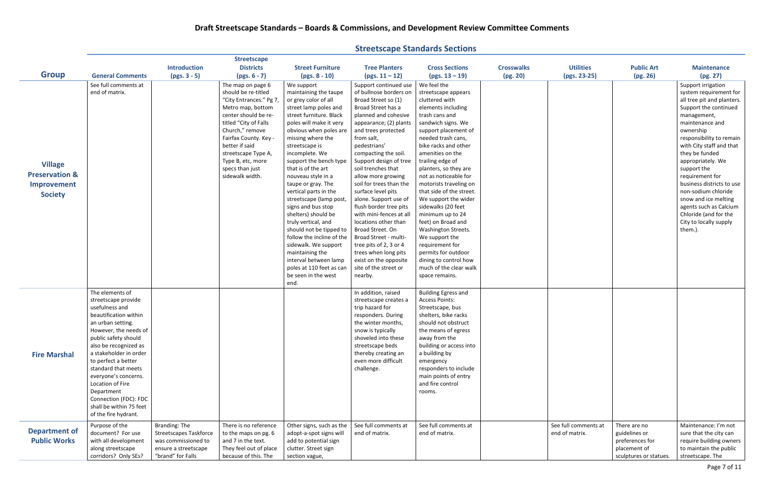## Draft Streetscape Standards – Boards & Commissions, and Development Review Committee Comments

### Streetscape Standards Sections

| Group | General Comments | Introduction (pgs. 3 - 5) | Streetscape Districts (pgs. 6 - 7) | Street Furniture (pgs. 8 - 10) | Tree Planters (pgs. 11 – 12) | Cross Sections (pgs. 13 – 19) | Crosswalks (pg. 20) | Utilities (pgs. 23-25) | Public Art (pg. 26) | Maintenance (pg. 27) |
|---|---|---|---|---|---|---|---|---|---|---|
| **Village Preservation & Improvement Society** | See full comments at end of matrix. | | The map on page 6 should be re-titled "City Entrances." Pg 7, Metro map, bottom center should be re-titled "City of Falls Church," remove Fairfax County. Key - better if said streetscape Type A, Type B, etc, more specs than just sidewalk width. | We support maintaining the taupe or grey color of all street lamp poles and street furniture. Black poles will make it very obvious when poles are missing where the streetscape is incomplete. We support the bench type that is of the art nouveau style in a taupe or gray. The vertical parts in the streetscape (lamp post, signs and bus stop shelters) should be truly vertical, and should not be tipped to follow the incline of the sidewalk. We support maintaining the interval between lamp poles at 110 feet as can be seen in the west end. | Support continued use of bullnose borders on Broad Street so (1) Broad Street has a planned and cohesive appearance; (2) plants and trees protected from salt, pedestrians' compacting the soil. Support design of tree soil trenches that allow more growing soil for trees than the surface level pits alone. Support use of flush border tree pits with mini-fences at all locations other than Broad Street. On Broad Street - multi-tree pits of 2, 3 or 4 trees when long pits exist on the opposite site of the street or nearby. | We feel the streetscape appears cluttered with elements including trash cans and sandwich signs. We support placement of needed trash cans, bike racks and other amenities on the trailing edge of planters, so they are not as noticeable for motorists traveling on that side of the street. We support the wider sidewalks (20 feet minimum up to 24 feet) on Broad and Washington Streets. We support the requirement for permits for outdoor dining to control how much of the clear walk space remains. | | | | Support irrigation system requirement for all tree pit and planters. Support the continued management, maintenance and ownership responsibility to remain with City staff and that they be funded appropriately. We support the requirement for business districts to use non-sodium chloride snow and ice melting agents such as Calcium Chloride (and for the City to locally supply them.). |
| **Fire Marshal** | The elements of streetscape provide usefulness and beautification within an urban setting. However, the needs of public safety should also be recognized as a stakeholder in order to perfect a better standard that meets everyone's concerns. Location of Fire Department Connection (FDC): FDC shall be within 75 feet of the fire hydrant. | | | | In addition, raised streetscape creates a trip hazard for responders. During the winter months, snow is typically shoveled into these streetscape beds thereby creating an even more difficult challenge. | Building Egress and Access Points: Streetscape, bus shelters, bike racks should not obstruct the means of egress away from the building or access into a building by emergency responders to include main points of entry and fire control rooms. | | | | |
| **Department of Public Works** | Purpose of the document? For use with all development along streetscape corridors? Only SEs? | Branding: The Streetscapes Taskforce was commissioned to ensure a streetscape "brand" for Falls | There is no reference to the maps on pg. 6 and 7 in the text. They feel out of place because of this. The | Other signs, such as the adopt-a-spot signs will add to potential sign clutter. Street sign section vague, | See full comments at end of matrix. | See full comments at end of matrix. | | See full comments at end of matrix. | There are no guidelines or preferences for placement of sculptures or statues. | Maintenance: I'm not sure that the city can require building owners to maintain the public streetscape. The |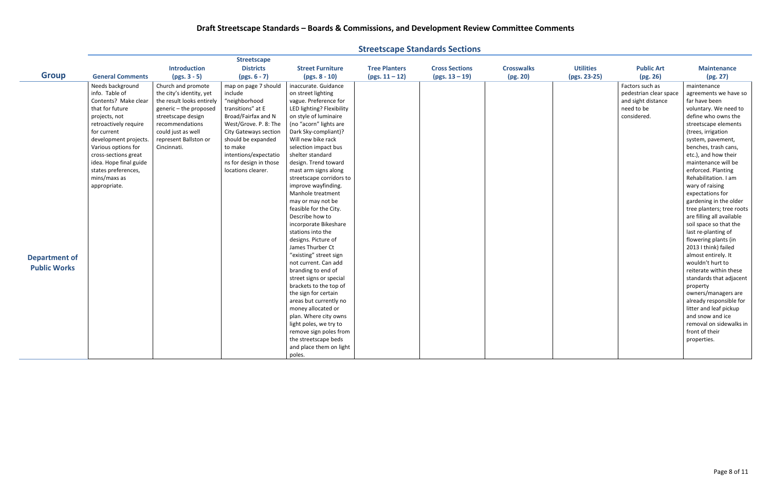## Draft Streetscape Standards – Boards & Commissions, and Development Review Committee Comments

### Streetscape Standards Sections

| Group | General Comments | Introduction (pgs. 3 - 5) | Streetscape Districts (pgs. 6 - 7) | Street Furniture (pgs. 8 - 10) | Tree Planters (pgs. 11 – 12) | Cross Sections (pgs. 13 – 19) | Crosswalks (pg. 20) | Utilities (pgs. 23-25) | Public Art (pg. 26) | Maintenance (pg. 27) |
|---|---|---|---|---|---|---|---|---|---|---|
| **Department of Public Works** | Needs background info. Table of Contents? Make clear that for future projects, not retroactively require for current development projects. Various options for cross-sections great idea. Hope final guide states preferences, mins/maxs as appropriate. | Church and promote the city's identity, yet the result looks entirely generic – the proposed streetscape design recommendations could just as well represent Ballston or Cincinnati. | map on page 7 should include "neighborhood transitions" at E Broad/Fairfax and N West/Grove. P. 8: The City Gateways section should be expanded to make intentions/expectations for design in those locations clearer. | inaccurate. Guidance on street lighting vague. Preference for LED lighting? Flexibility on style of luminaire (no "acorn" lights are Dark Sky-compliant)? Will new bike rack selection impact bus shelter standard design. Trend toward mast arm signs along streetscape corridors to improve wayfinding. Manhole treatment may or may not be feasible for the City. Describe how to incorporate Bikeshare stations into the designs. Picture of James Thurber Ct "existing" street sign not current. Can add branding to end of street signs or special brackets to the top of the sign for certain areas but currently no money allocated or plan. Where city owns light poles, we try to remove sign poles from the streetscape beds and place them on light poles. | | | | | Factors such as pedestrian clear space and sight distance need to be considered. | maintenance agreements we have so far have been voluntary. We need to define who owns the streetscape elements (trees, irrigation system, pavement, benches, trash cans, etc.), and how their maintenance will be enforced. Planting Rehabilitation. I am wary of raising expectations for gardening in the older tree planters; tree roots are filling all available soil space so that the last re-planting of flowering plants (in 2013 I think) failed almost entirely. It wouldn't hurt to reiterate within these standards that adjacent property owners/managers are already responsible for litter and leaf pickup and snow and ice removal on sidewalks in front of their properties. |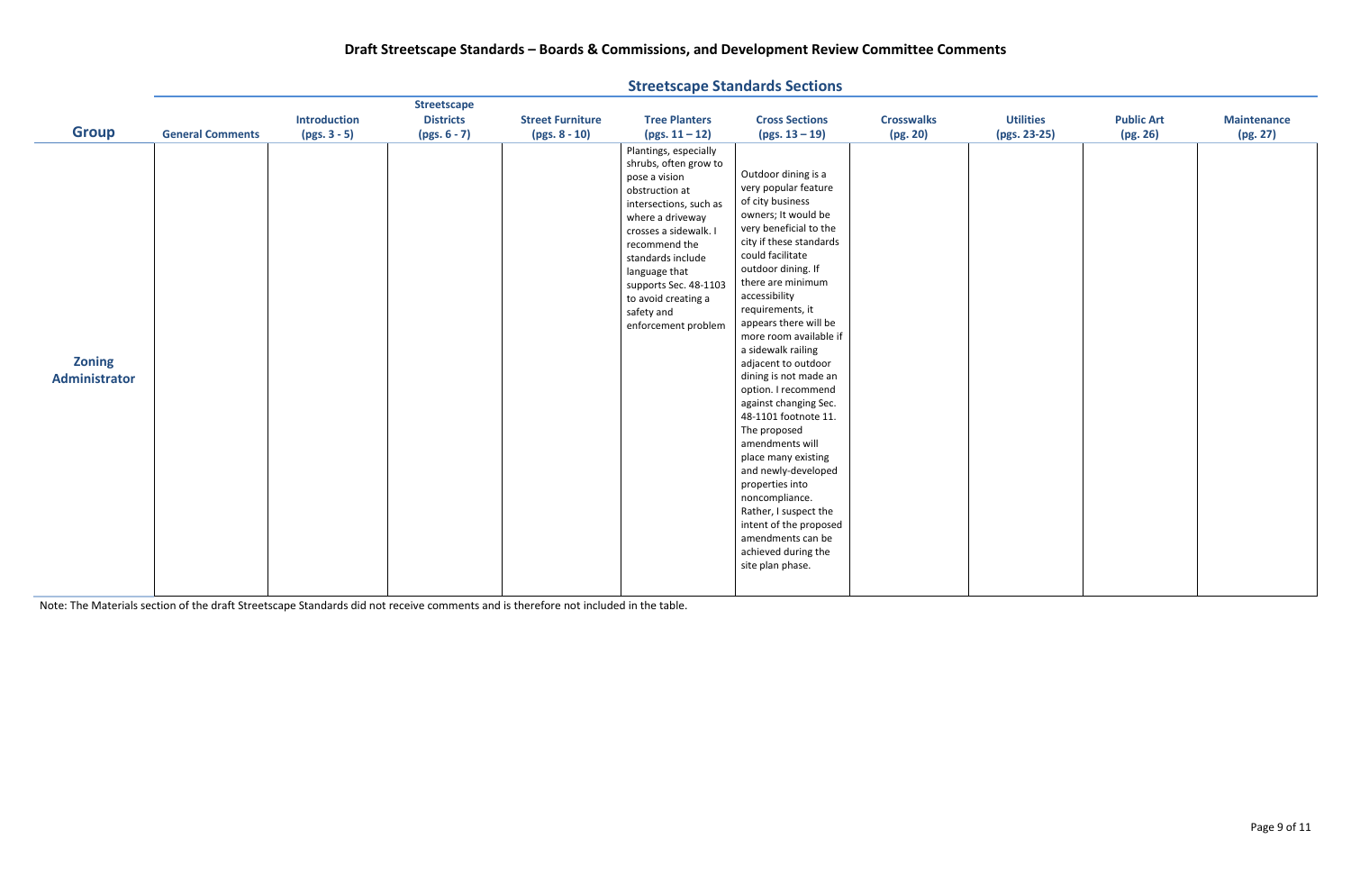# Draft Streetscape Standards – Boards & Commissions, and Development Review Committee Comments

| Group | Streetscape Standards Sections | | | | | | | | | |
|---|---|---|---|---|---|---|---|---|---|---|
| | General Comments | Introduction (pgs. 3 - 5) | Streetscape Districts (pgs. 6 - 7) | Street Furniture (pgs. 8 - 10) | Tree Planters (pgs. 11 – 12) | Cross Sections (pgs. 13 – 19) | Crosswalks (pg. 20) | Utilities (pgs. 23-25) | Public Art (pg. 26) | Maintenance (pg. 27) |
| **Zoning Administrator** | | | | | Plantings, especially shrubs, often grow to pose a vision obstruction at intersections, such as where a driveway crosses a sidewalk. I recommend the standards include language that supports Sec. 48-1103 to avoid creating a safety and enforcement problem | Outdoor dining is a very popular feature of city business owners; It would be very beneficial to the city if these standards could facilitate outdoor dining. If there are minimum accessibility requirements, it appears there will be more room available if a sidewalk railing adjacent to outdoor dining is not made an option. I recommend against changing Sec. 48-1101 footnote 11. The proposed amendments will place many existing and newly-developed properties into noncompliance. Rather, I suspect the intent of the proposed amendments can be achieved during the site plan phase. | | | | |

Note: The Materials section of the draft Streetscape Standards did not receive comments and is therefore not included in the table.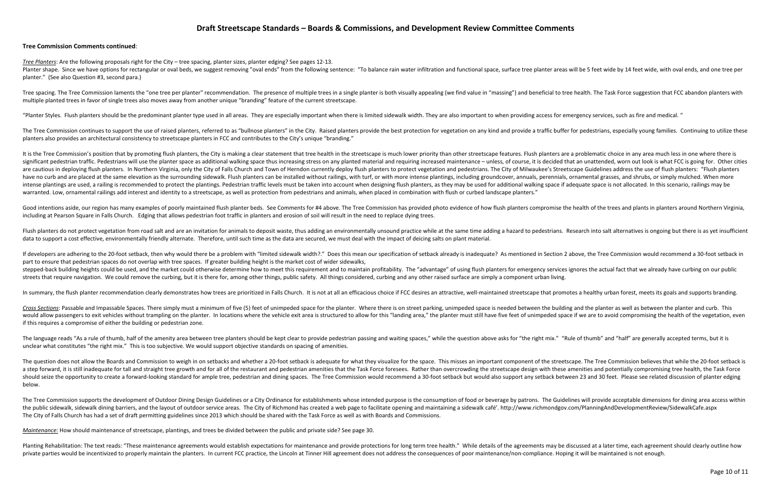# Draft Streetscape Standards – Boards & Commissions, and Development Review Committee Comments

**Tree Commission Comments continued**:

*Tree Planters*: Are the following proposals right for the City – tree spacing, planter sizes, planter edging? See pages 12-13.
Planter shape. Since we have options for rectangular or oval beds, we suggest removing "oval ends" from the following sentence: "To balance rain water infiltration and functional space, surface tree planter areas will be 5 feet wide by 14 feet wide, with oval ends, and one tree per planter." (See also Question #3, second para.)

Tree spacing. The Tree Commission laments the "one tree per planter" recommendation. The presence of multiple trees in a single planter is both visually appealing (we find value in "massing") and beneficial to tree health. The Task Force suggestion that FCC abandon planters with multiple planted trees in favor of single trees also moves away from another unique "branding" feature of the current streetscape.

"Planter Styles. Flush planters should be the predominant planter type used in all areas. They are especially important when there is limited sidewalk width. They are also important to when providing access for emergency services, such as fire and medical. "

The Tree Commission continues to support the use of raised planters, referred to as "bullnose planters" in the City. Raised planters provide the best protection for vegetation on any kind and provide a traffic buffer for pedestrians, especially young families. Continuing to utilize these planters also provides an architectural consistency to streetscape planters in FCC and contributes to the City's unique "branding."

It is the Tree Commission's position that by promoting flush planters, the City is making a clear statement that tree health in the streetscape is much lower priority than other streetscape features. Flush planters are a problematic choice in any area much less in one where there is significant pedestrian traffic. Pedestrians will use the planter space as additional walking space thus increasing stress on any planted material and requiring increased maintenance – unless, of course, it is decided that an unattended, worn out look is what FCC is going for. Other cities are cautious in deploying flush planters. In Northern Virginia, only the City of Falls Church and Town of Herndon currently deploy flush planters to protect vegetation and pedestrians. The City of Milwaukee's Streetscape Guidelines address the use of flush planters: "Flush planters have no curb and are placed at the same elevation as the surrounding sidewalk. Flush planters can be installed without railings, with turf, or with more intense plantings, including groundcover, annuals, perennials, ornamental grasses, and shrubs, or simply mulched. When more intense plantings are used, a railing is recommended to protect the plantings. Pedestrian traffic levels must be taken into account when designing flush planters, as they may be used for additional walking space if adequate space is not allocated. In this scenario, railings may be warranted. Low, ornamental railings add interest and identity to a streetscape, as well as protection from pedestrians and animals, when placed in combination with flush or curbed landscape planters."

Good intentions aside, our region has many examples of poorly maintained flush planter beds. See Comments for #4 above. The Tree Commission has provided photo evidence of how flush planters compromise the health of the trees and plants in planters around Northern Virginia, including at Pearson Square in Falls Church. Edging that allows pedestrian foot traffic in planters and erosion of soil will result in the need to replace dying trees.

Flush planters do not protect vegetation from road salt and are an invitation for animals to deposit waste, thus adding an environmentally unsound practice while at the same time adding a hazard to pedestrians. Research into salt alternatives is ongoing but there is as yet insufficient data to support a cost effective, environmentally friendly alternate. Therefore, until such time as the data are secured, we must deal with the impact of deicing salts on plant material.

If developers are adhering to the 20-foot setback, then why would there be a problem with "limited sidewalk width?." Does this mean our specification of setback already is inadequate? As mentioned in Section 2 above, the Tree Commission would recommend a 30-foot setback in part to ensure that pedestrian spaces do not overlap with tree spaces. If greater building height is the market cost of wider sidewalks,
stepped-back building heights could be used, and the market could otherwise determine how to meet this requirement and to maintain profitability. The "advantage" of using flush planters for emergency services ignores the actual fact that we already have curbing on our public streets that require navigation. We could remove the curbing, but it is there for, among other things, public safety. All things considered, curbing and any other raised surface are simply a component urban living.

In summary, the flush planter recommendation clearly demonstrates how trees are prioritized in Falls Church. It is not at all an efficacious choice if FCC desires an attractive, well-maintained streetscape that promotes a healthy urban forest, meets its goals and supports branding.

*Cross Sections*: Passable and Impassable Spaces. There simply must a minimum of five (5) feet of unimpeded space for the planter. Where there is on street parking, unimpeded space is needed between the building and the planter as well as between the planter and curb. This would allow passengers to exit vehicles without trampling on the planter. In locations where the vehicle exit area is structured to allow for this "landing area," the planter must still have five feet of unimpeded space if we are to avoid compromising the health of the vegetation, even if this requires a compromise of either the building or pedestrian zone.

The language reads "As a rule of thumb, half of the amenity area between tree planters should be kept clear to provide pedestrian passing and waiting spaces," while the question above asks for "the right mix." "Rule of thumb" and "half" are generally accepted terms, but it is unclear what constitutes "the right mix." This is too subjective. We would support objective standards on spacing of amenities.

The question does not allow the Boards and Commission to weigh in on setbacks and whether a 20-foot setback is adequate for what they visualize for the space. This misses an important component of the streetscape. The Tree Commission believes that while the 20-foot setback is a step forward, it is still inadequate for tall and straight tree growth and for all of the restaurant and pedestrian amenities that the Task Force foresees. Rather than overcrowding the streetscape design with these amenities and potentially compromising tree health, the Task Force should seize the opportunity to create a forward-looking standard for ample tree, pedestrian and dining spaces. The Tree Commission would recommend a 30-foot setback but would also support any setback between 23 and 30 feet. Please see related discussion of planter edging below.

The Tree Commission supports the development of Outdoor Dining Design Guidelines or a City Ordinance for establishments whose intended purpose is the consumption of food or beverage by patrons. The Guidelines will provide acceptable dimensions for dining area access within the public sidewalk, sidewalk dining barriers, and the layout of outdoor service areas. The City of Richmond has created a web page to facilitate opening and maintaining a sidewalk café'. http://www.richmondgov.com/PlanningAndDevelopmentReview/SidewalkCafe.aspx
The City of Falls Church has had a set of draft permitting guidelines since 2013 which should be shared with the Task Force as well as with Boards and Commissions.

*Maintenance:* How should maintenance of streetscape, plantings, and trees be divided between the public and private side? See page 30.

Planting Rehabilitation: The text reads: "These maintenance agreements would establish expectations for maintenance and provide protections for long term tree health." While details of the agreements may be discussed at a later time, each agreement should clearly outline how private parties would be incentivized to properly maintain the planters. In current FCC practice, the Lincoln at Tinner Hill agreement does not address the consequences of poor maintenance/non-compliance. Hoping it will be maintained is not enough.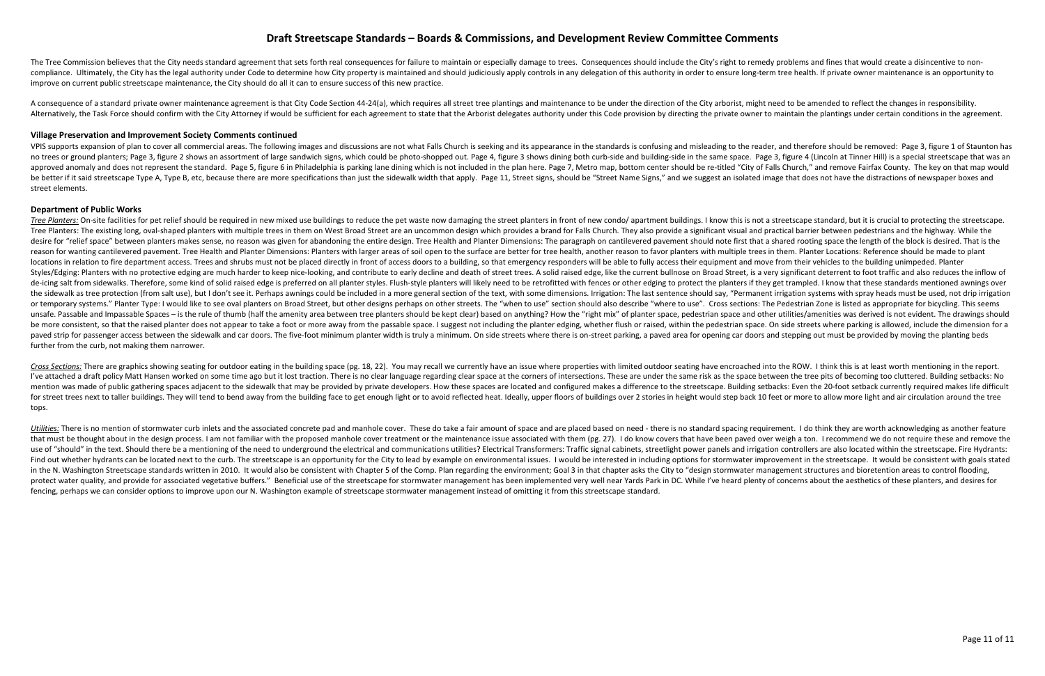# Draft Streetscape Standards – Boards & Commissions, and Development Review Committee Comments

The Tree Commission believes that the City needs standard agreement that sets forth real consequences for failure to maintain or especially damage to trees. Consequences should include the City's right to remedy problems and fines that would create a disincentive to non-compliance. Ultimately, the City has the legal authority under Code to determine how City property is maintained and should judiciously apply controls in any delegation of this authority in order to ensure long-term tree health. If private owner maintenance is an opportunity to improve on current public streetscape maintenance, the City should do all it can to ensure success of this new practice.

A consequence of a standard private owner maintenance agreement is that City Code Section 44-24(a), which requires all street tree plantings and maintenance to be under the direction of the City arborist, might need to be amended to reflect the changes in responsibility. Alternatively, the Task Force should confirm with the City Attorney if it would be sufficient for each agreement to state that the Arborist delegates authority under this Code provision by directing the private owner to maintain the plantings under certain conditions in the agreement.

### Village Preservation and Improvement Society Comments continued

VPIS supports expansion of plan to cover all commercial areas. The following images and discussions are not what Falls Church is seeking and its appearance in the standards is confusing and misleading to the reader, and therefore should be removed: Page 3, figure 1 of Staunton has no trees or ground planters; Page 3, figure 2 shows an assortment of large sandwich signs, which could be photo-shopped out. Page 4, figure 3 shows dining both curb-side and building-side in the same space. Page 3, figure 4 (Lincoln at Tinner Hill) is a special streetscape that was an approved anomaly and does not represent the standard. Page 5, figure 6 in Philadelphia is parking lane dining which is not included in the plan here. Page 7, Metro map, bottom center should be re-titled "City of Falls Church," and remove Fairfax County. The key on that map would be better if it said streetscape Type A, Type B, etc, because there are more specifications than just the sidewalk width that apply. Page 11, Street signs, should be "Street Name Signs," and we suggest an isolated image that does not have the distractions of newspaper boxes and street elements.

### Department of Public Works

*Tree Planters:* On-site facilities for pet relief should be required in new mixed use buildings to reduce the pet waste now damaging the street planters in front of new condo/ apartment buildings. I know this is not a streetscape standard, but it is crucial to protecting the streetscape. Tree Planters: The existing long, oval-shaped planters with multiple trees in them on West Broad Street are an uncommon design which provides a brand for Falls Church. They also provide a significant visual and practical barrier between pedestrians and the highway. While the desire for "relief space" between planters makes sense, no reason was given for abandoning the entire design. Tree Health and Planter Dimensions: The paragraph on cantilevered pavement should note first that a shared rooting space the length of the block is desired. That is the reason for wanting cantilevered pavement. Tree Health and Planter Dimensions: Planters with larger areas of soil open to the surface are better for tree health, another reason to favor planters with multiple trees in them. Planter Locations: Reference should be made to plant locations in relation to fire department access. Trees and shrubs must not be placed directly in front of access doors to a building, so that emergency responders will be able to fully access their equipment and move from their vehicles to the building unimpeded. Planter Styles/Edging: Planters with no protective edging are much harder to keep nice-looking, and contribute to early decline and death of street trees. A solid raised edge, like the current bullnose on Broad Street, is a very significant deterrent to foot traffic and also reduces the inflow of de-icing salt from sidewalks. Therefore, some kind of solid raised edge is preferred on all planter styles. Flush-style planters will likely need to be retrofitted with fences or other edging to protect the planters if they get trampled. I know that these standards mentioned awnings over the sidewalk as tree protection (from salt use), but I don't see it. Perhaps awnings could be included in a more general section of the text, with some dimensions. Irrigation: The last sentence should say, "Permanent irrigation systems with spray heads must be used, not drip irrigation or temporary systems." Planter Type: I would like to see oval planters on Broad Street, but other designs perhaps on other streets. The "when to use" section should also describe "where to use". Cross sections: The Pedestrian Zone is listed as appropriate for bicycling. This seems unsafe. Passable and Impassable Spaces – is the rule of thumb (half the amenity area between tree planters should be kept clear) based on anything? How the "right mix" of planter space, pedestrian space and other utilities/amenities was derived is not evident. The drawings should be more consistent, so that the raised planter does not appear to take a foot or more away from the passable space. I suggest not including the planter edging, whether flush or raised, within the pedestrian space. On side streets where parking is allowed, include the dimension for a paved strip for passenger access between the sidewalk and car doors. The five-foot minimum planter width is truly a minimum. On side streets where there is on-street parking, a paved area for opening car doors and stepping out must be provided by moving the planting beds further from the curb, not making them narrower.

*Cross Sections:* There are graphics showing seating for outdoor eating in the building space (pg. 18, 22). You may recall we currently have an issue where properties with limited outdoor seating have encroached into the ROW. I think this is at least worth mentioning in the report. I've attached a draft policy Matt Hansen worked on some time ago but it lost traction. There is no clear language regarding clear space at the corners of intersections. These are under the same risk as the space between the tree pits of becoming too cluttered. Building setbacks: No mention was made of public gathering spaces adjacent to the sidewalk that may be provided by private developers. How these spaces are located and configured makes a difference to the streetscape. Building setbacks: Even the 20-foot setback currently required makes life difficult for street trees next to taller buildings. They will tend to bend away from the building face to get enough light or to avoid reflected heat. Ideally, upper floors of buildings over 2 stories in height would step back 10 feet or more to allow more light and air circulation around the tree tops.

*Utilities:* There is no mention of stormwater curb inlets and the associated concrete pad and manhole cover. These do take a fair amount of space and are placed based on need - there is no standard spacing requirement. I do think they are worth acknowledging as another feature that must be thought about in the design process. I am not familiar with the proposed manhole cover treatment or the maintenance issue associated with them (pg. 27). I do know covers that have been paved over weigh a ton. I recommend we do not require these and remove the use of "should" in the text. Should there be a mentioning of the need to underground the electrical and communications utilities? Electrical Transformers: Traffic signal cabinets, streetlight power panels and irrigation controllers are also located within the streetscape. Fire Hydrants: Find out whether hydrants can be located next to the curb. The streetscape is an opportunity for the City to lead by example on environmental issues. I would be interested in including options for stormwater improvement in the streetscape. It would be consistent with goals stated in the N. Washington Streetscape standards written in 2010. It would also be consistent with Chapter 5 of the Comp. Plan regarding the environment; Goal 3 in that chapter asks the City to "design stormwater management structures and bioretention areas to control flooding, protect water quality, and provide for associated vegetative buffers." Beneficial use of the streetscape for stormwater management has been implemented very well near Yards Park in DC. While I've heard plenty of concerns about the aesthetics of these planters, and desires for fencing, perhaps we can consider options to improve upon our N. Washington example of streetscape stormwater management instead of omitting it from this streetscape standard.